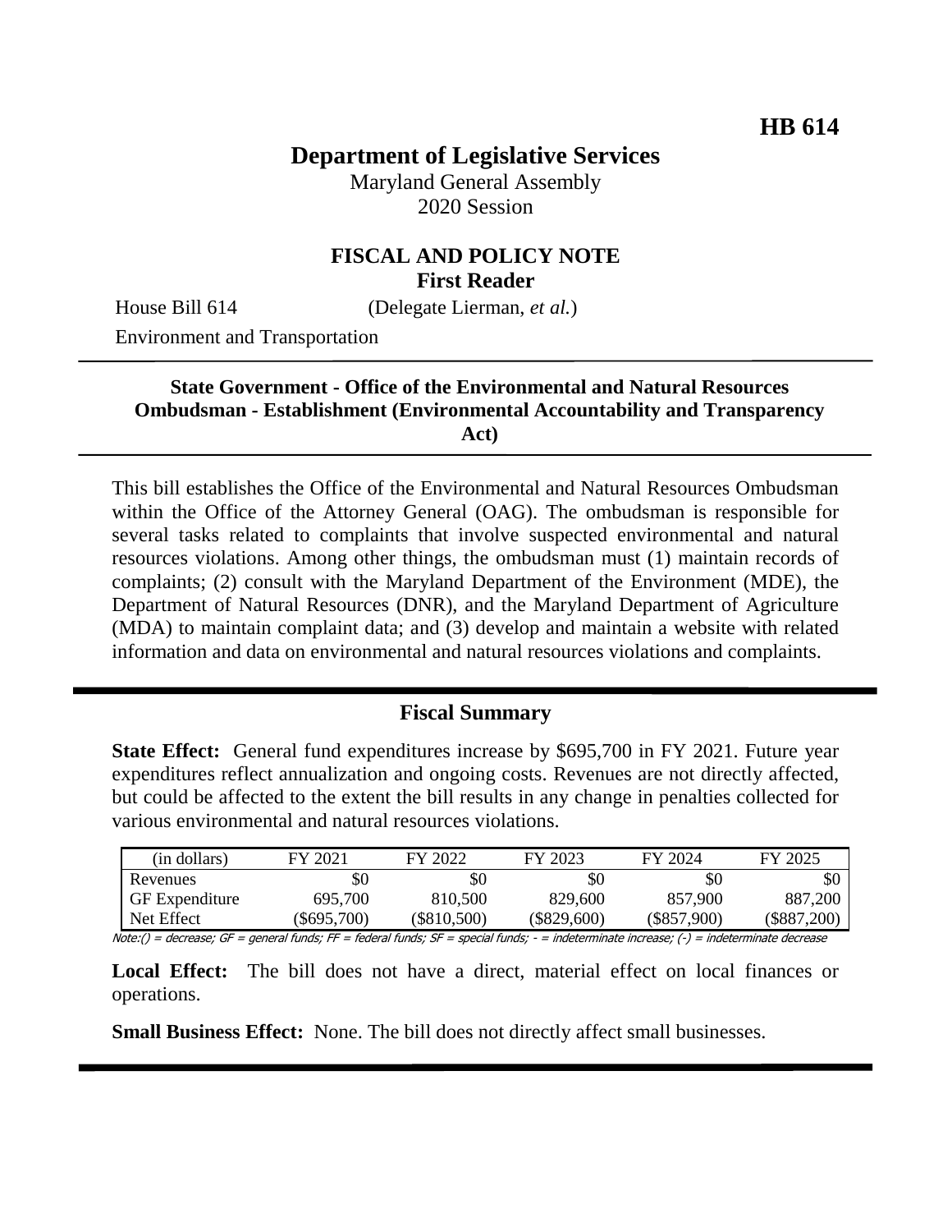HB 614

# Department of Legislative Services

Maryland General Assembly
2020 Session

## FISCAL AND POLICY NOTE
**First Reader**

House Bill 614 (Delegate Lierman, *et al.*)

Environment and Transportation

---

**State Government - Office of the Environmental and Natural Resources Ombudsman - Establishment (Environmental Accountability and Transparency Act)**

---

This bill establishes the Office of the Environmental and Natural Resources Ombudsman within the Office of the Attorney General (OAG). The ombudsman is responsible for several tasks related to complaints that involve suspected environmental and natural resources violations. Among other things, the ombudsman must (1) maintain records of complaints; (2) consult with the Maryland Department of the Environment (MDE), the Department of Natural Resources (DNR), and the Maryland Department of Agriculture (MDA) to maintain complaint data; and (3) develop and maintain a website with related information and data on environmental and natural resources violations and complaints.

---

## Fiscal Summary

**State Effect:** General fund expenditures increase by $695,700 in FY 2021. Future year expenditures reflect annualization and ongoing costs. Revenues are not directly affected, but could be affected to the extent the bill results in any change in penalties collected for various environmental and natural resources violations.

| (in dollars) | FY 2021 | FY 2022 | FY 2023 | FY 2024 | FY 2025 |
|---|---|---|---|---|---|
| Revenues | $0 | $0 | $0 | $0 | $0 |
| GF Expenditure | 695,700 | 810,500 | 829,600 | 857,900 | 887,200 |
| Net Effect | ($695,700) | ($810,500) | ($829,600) | ($857,900) | ($887,200) |

Note:() = decrease; GF = general funds; FF = federal funds; SF = special funds; - = indeterminate increase; (-) = indeterminate decrease

**Local Effect:** The bill does not have a direct, material effect on local finances or operations.

**Small Business Effect:** None. The bill does not directly affect small businesses.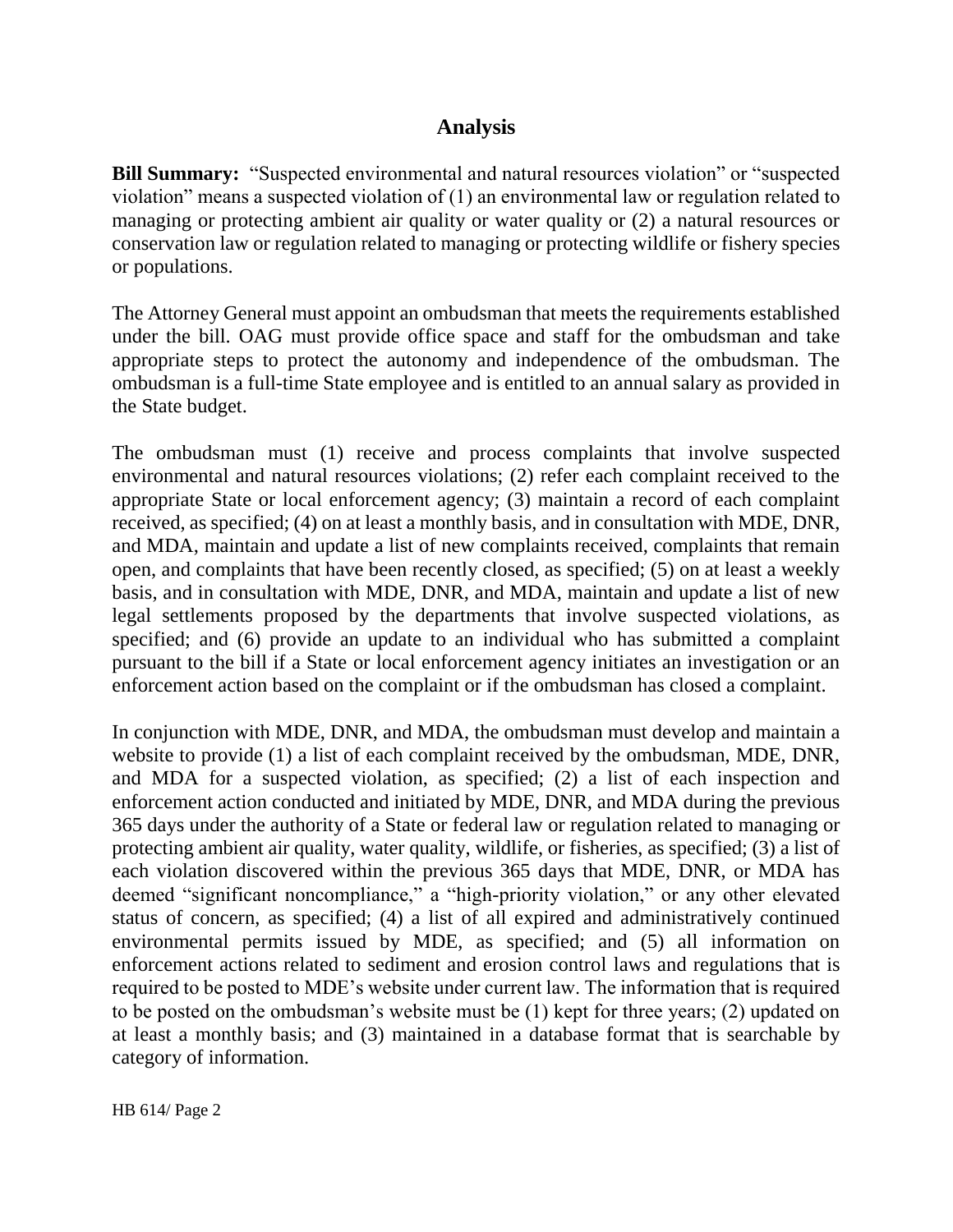## Analysis

**Bill Summary:** "Suspected environmental and natural resources violation" or "suspected violation" means a suspected violation of (1) an environmental law or regulation related to managing or protecting ambient air quality or water quality or (2) a natural resources or conservation law or regulation related to managing or protecting wildlife or fishery species or populations.

The Attorney General must appoint an ombudsman that meets the requirements established under the bill. OAG must provide office space and staff for the ombudsman and take appropriate steps to protect the autonomy and independence of the ombudsman. The ombudsman is a full-time State employee and is entitled to an annual salary as provided in the State budget.

The ombudsman must (1) receive and process complaints that involve suspected environmental and natural resources violations; (2) refer each complaint received to the appropriate State or local enforcement agency; (3) maintain a record of each complaint received, as specified; (4) on at least a monthly basis, and in consultation with MDE, DNR, and MDA, maintain and update a list of new complaints received, complaints that remain open, and complaints that have been recently closed, as specified; (5) on at least a weekly basis, and in consultation with MDE, DNR, and MDA, maintain and update a list of new legal settlements proposed by the departments that involve suspected violations, as specified; and (6) provide an update to an individual who has submitted a complaint pursuant to the bill if a State or local enforcement agency initiates an investigation or an enforcement action based on the complaint or if the ombudsman has closed a complaint.

In conjunction with MDE, DNR, and MDA, the ombudsman must develop and maintain a website to provide (1) a list of each complaint received by the ombudsman, MDE, DNR, and MDA for a suspected violation, as specified; (2) a list of each inspection and enforcement action conducted and initiated by MDE, DNR, and MDA during the previous 365 days under the authority of a State or federal law or regulation related to managing or protecting ambient air quality, water quality, wildlife, or fisheries, as specified; (3) a list of each violation discovered within the previous 365 days that MDE, DNR, or MDA has deemed "significant noncompliance," a "high-priority violation," or any other elevated status of concern, as specified; (4) a list of all expired and administratively continued environmental permits issued by MDE, as specified; and (5) all information on enforcement actions related to sediment and erosion control laws and regulations that is required to be posted to MDE's website under current law. The information that is required to be posted on the ombudsman's website must be (1) kept for three years; (2) updated on at least a monthly basis; and (3) maintained in a database format that is searchable by category of information.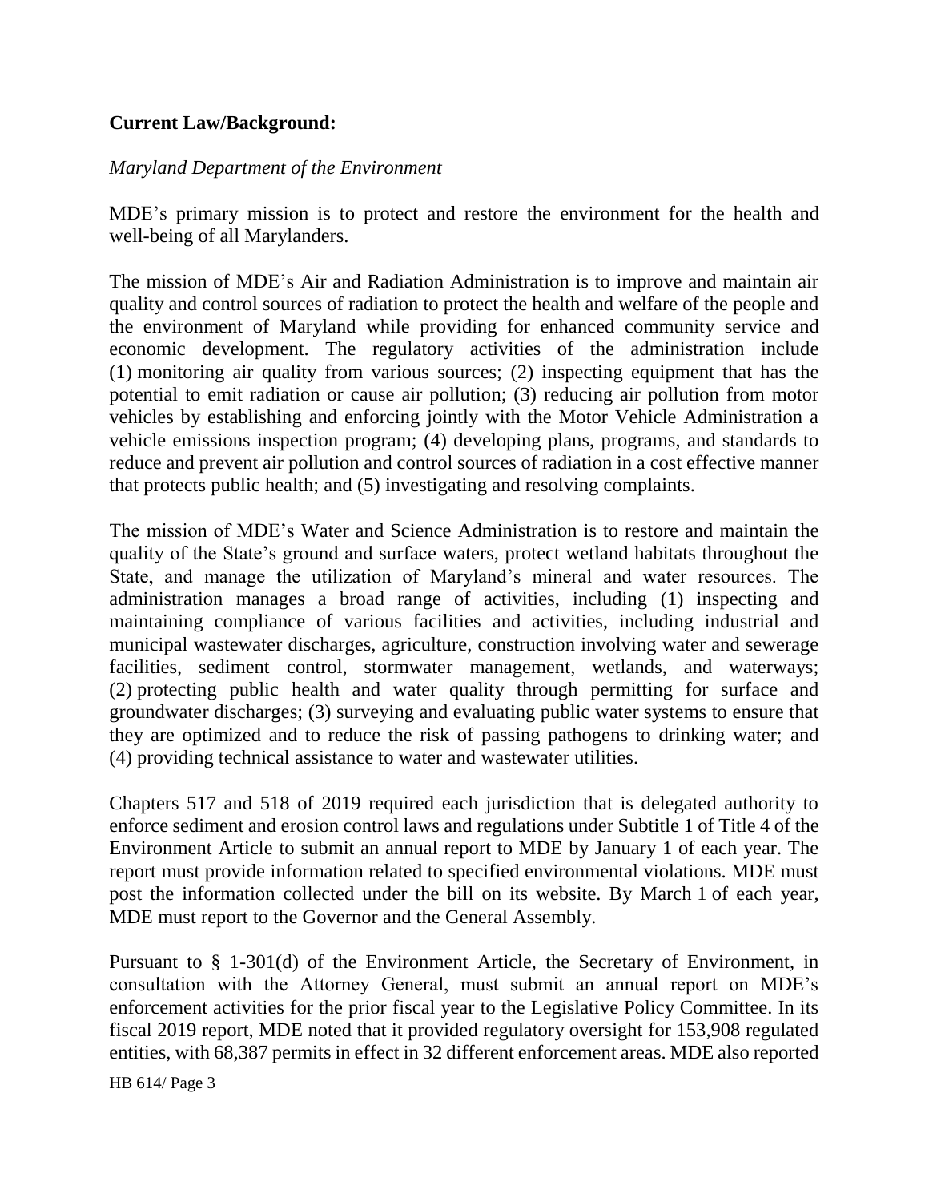**Current Law/Background:**

*Maryland Department of the Environment*

MDE's primary mission is to protect and restore the environment for the health and well-being of all Marylanders.

The mission of MDE's Air and Radiation Administration is to improve and maintain air quality and control sources of radiation to protect the health and welfare of the people and the environment of Maryland while providing for enhanced community service and economic development. The regulatory activities of the administration include (1) monitoring air quality from various sources; (2) inspecting equipment that has the potential to emit radiation or cause air pollution; (3) reducing air pollution from motor vehicles by establishing and enforcing jointly with the Motor Vehicle Administration a vehicle emissions inspection program; (4) developing plans, programs, and standards to reduce and prevent air pollution and control sources of radiation in a cost effective manner that protects public health; and (5) investigating and resolving complaints.

The mission of MDE's Water and Science Administration is to restore and maintain the quality of the State's ground and surface waters, protect wetland habitats throughout the State, and manage the utilization of Maryland's mineral and water resources. The administration manages a broad range of activities, including (1) inspecting and maintaining compliance of various facilities and activities, including industrial and municipal wastewater discharges, agriculture, construction involving water and sewerage facilities, sediment control, stormwater management, wetlands, and waterways; (2) protecting public health and water quality through permitting for surface and groundwater discharges; (3) surveying and evaluating public water systems to ensure that they are optimized and to reduce the risk of passing pathogens to drinking water; and (4) providing technical assistance to water and wastewater utilities.

Chapters 517 and 518 of 2019 required each jurisdiction that is delegated authority to enforce sediment and erosion control laws and regulations under Subtitle 1 of Title 4 of the Environment Article to submit an annual report to MDE by January 1 of each year. The report must provide information related to specified environmental violations. MDE must post the information collected under the bill on its website. By March 1 of each year, MDE must report to the Governor and the General Assembly.

Pursuant to § 1-301(d) of the Environment Article, the Secretary of Environment, in consultation with the Attorney General, must submit an annual report on MDE's enforcement activities for the prior fiscal year to the Legislative Policy Committee. In its fiscal 2019 report, MDE noted that it provided regulatory oversight for 153,908 regulated entities, with 68,387 permits in effect in 32 different enforcement areas. MDE also reported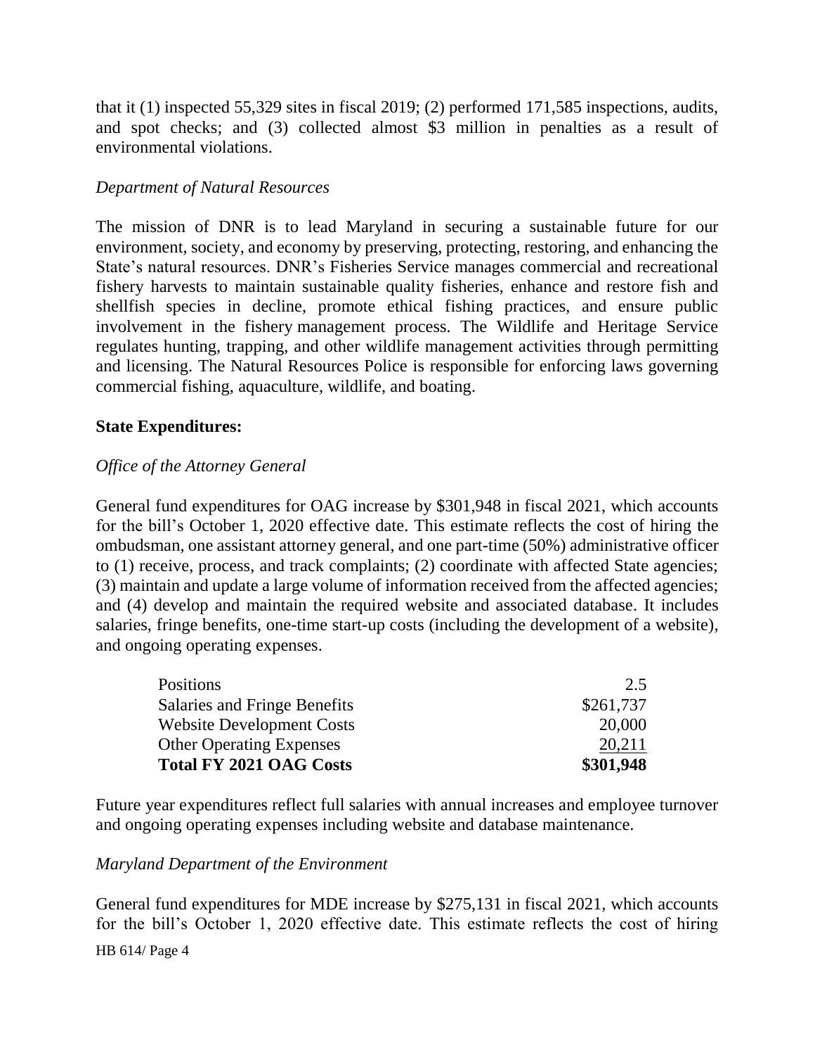that it (1) inspected 55,329 sites in fiscal 2019; (2) performed 171,585 inspections, audits, and spot checks; and (3) collected almost $3 million in penalties as a result of environmental violations.

*Department of Natural Resources*

The mission of DNR is to lead Maryland in securing a sustainable future for our environment, society, and economy by preserving, protecting, restoring, and enhancing the State's natural resources. DNR's Fisheries Service manages commercial and recreational fishery harvests to maintain sustainable quality fisheries, enhance and restore fish and shellfish species in decline, promote ethical fishing practices, and ensure public involvement in the fishery management process. The Wildlife and Heritage Service regulates hunting, trapping, and other wildlife management activities through permitting and licensing. The Natural Resources Police is responsible for enforcing laws governing commercial fishing, aquaculture, wildlife, and boating.

**State Expenditures:**

*Office of the Attorney General*

General fund expenditures for OAG increase by $301,948 in fiscal 2021, which accounts for the bill's October 1, 2020 effective date. This estimate reflects the cost of hiring the ombudsman, one assistant attorney general, and one part-time (50%) administrative officer to (1) receive, process, and track complaints; (2) coordinate with affected State agencies; (3) maintain and update a large volume of information received from the affected agencies; and (4) develop and maintain the required website and associated database. It includes salaries, fringe benefits, one-time start-up costs (including the development of a website), and ongoing operating expenses.

| | |
|---|---:|
| Positions | 2.5 |
| Salaries and Fringe Benefits | $261,737 |
| Website Development Costs | 20,000 |
| Other Operating Expenses | 20,211 |
| **Total FY 2021 OAG Costs** | **$301,948** |

Future year expenditures reflect full salaries with annual increases and employee turnover and ongoing operating expenses including website and database maintenance.

*Maryland Department of the Environment*

General fund expenditures for MDE increase by $275,131 in fiscal 2021, which accounts for the bill's October 1, 2020 effective date. This estimate reflects the cost of hiring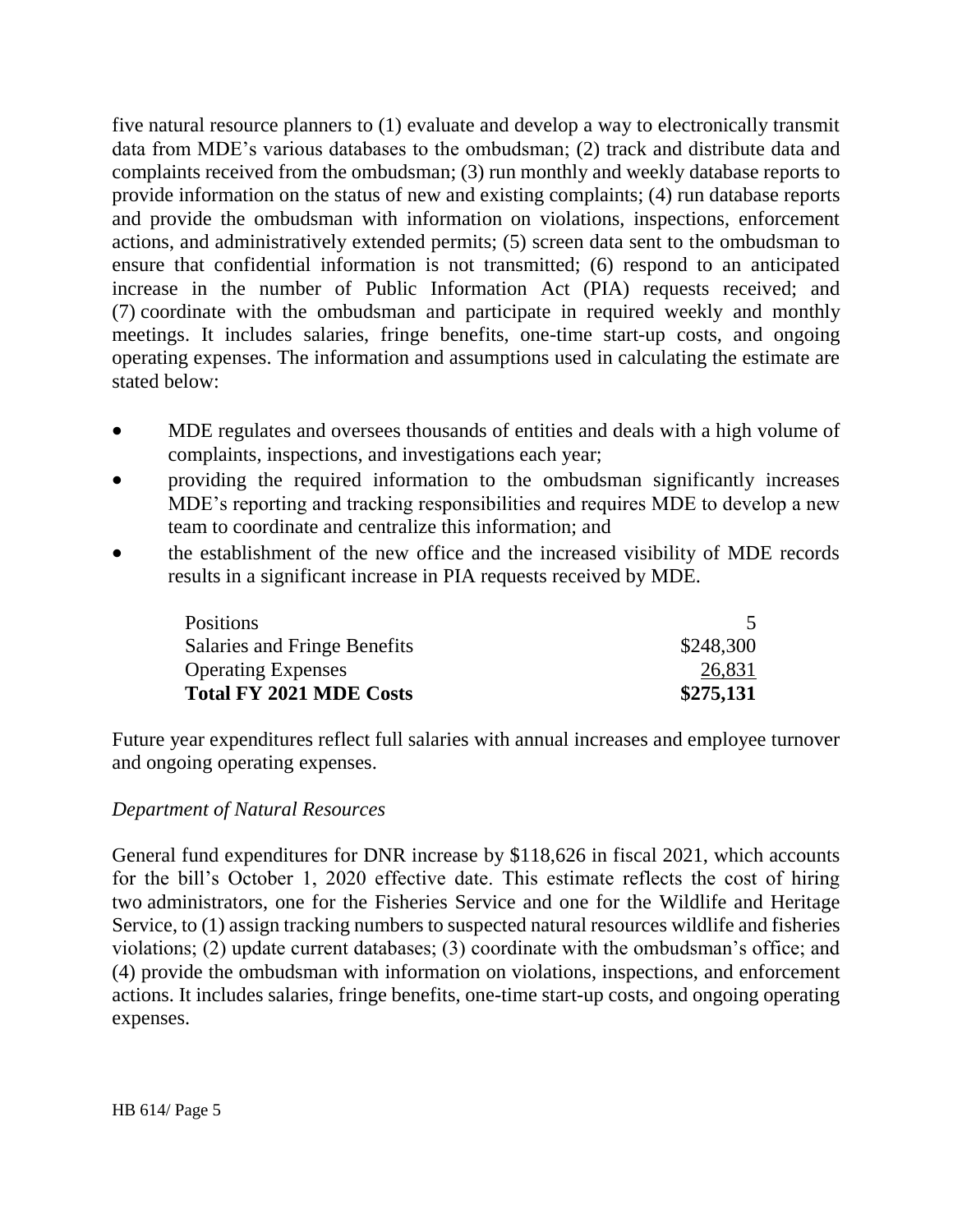five natural resource planners to (1) evaluate and develop a way to electronically transmit data from MDE's various databases to the ombudsman; (2) track and distribute data and complaints received from the ombudsman; (3) run monthly and weekly database reports to provide information on the status of new and existing complaints; (4) run database reports and provide the ombudsman with information on violations, inspections, enforcement actions, and administratively extended permits; (5) screen data sent to the ombudsman to ensure that confidential information is not transmitted; (6) respond to an anticipated increase in the number of Public Information Act (PIA) requests received; and (7) coordinate with the ombudsman and participate in required weekly and monthly meetings. It includes salaries, fringe benefits, one-time start-up costs, and ongoing operating expenses. The information and assumptions used in calculating the estimate are stated below:

- MDE regulates and oversees thousands of entities and deals with a high volume of complaints, inspections, and investigations each year;
- providing the required information to the ombudsman significantly increases MDE's reporting and tracking responsibilities and requires MDE to develop a new team to coordinate and centralize this information; and
- the establishment of the new office and the increased visibility of MDE records results in a significant increase in PIA requests received by MDE.

| | |
|---|---|
| Positions | 5 |
| Salaries and Fringe Benefits | \$248,300 |
| Operating Expenses | 26,831 |
| **Total FY 2021 MDE Costs** | **\$275,131** |

Future year expenditures reflect full salaries with annual increases and employee turnover and ongoing operating expenses.

*Department of Natural Resources*

General fund expenditures for DNR increase by \$118,626 in fiscal 2021, which accounts for the bill's October 1, 2020 effective date. This estimate reflects the cost of hiring two administrators, one for the Fisheries Service and one for the Wildlife and Heritage Service, to (1) assign tracking numbers to suspected natural resources wildlife and fisheries violations; (2) update current databases; (3) coordinate with the ombudsman's office; and (4) provide the ombudsman with information on violations, inspections, and enforcement actions. It includes salaries, fringe benefits, one-time start-up costs, and ongoing operating expenses.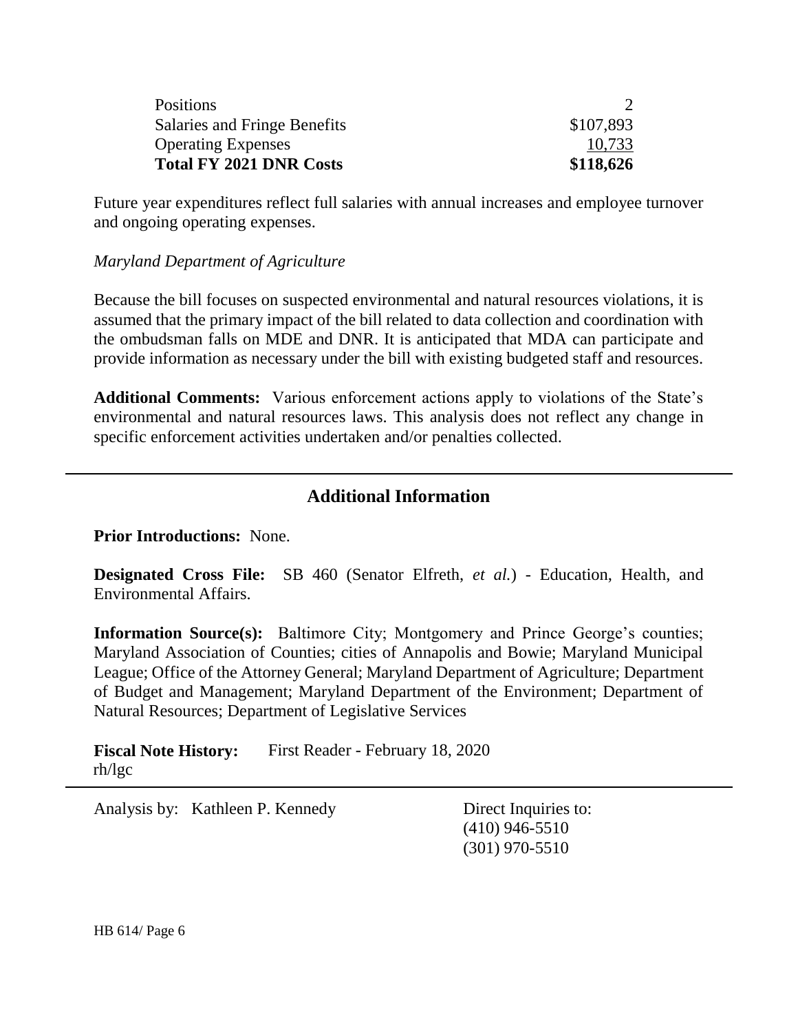| | |
|---|---|
| Positions | 2 |
| Salaries and Fringe Benefits | $107,893 |
| Operating Expenses | 10,733 |
| **Total FY 2021 DNR Costs** | **$118,626** |

Future year expenditures reflect full salaries with annual increases and employee turnover and ongoing operating expenses.

*Maryland Department of Agriculture*

Because the bill focuses on suspected environmental and natural resources violations, it is assumed that the primary impact of the bill related to data collection and coordination with the ombudsman falls on MDE and DNR. It is anticipated that MDA can participate and provide information as necessary under the bill with existing budgeted staff and resources.

**Additional Comments:** Various enforcement actions apply to violations of the State's environmental and natural resources laws. This analysis does not reflect any change in specific enforcement activities undertaken and/or penalties collected.

## Additional Information

**Prior Introductions:** None.

**Designated Cross File:** SB 460 (Senator Elfreth, *et al.*) - Education, Health, and Environmental Affairs.

**Information Source(s):** Baltimore City; Montgomery and Prince George's counties; Maryland Association of Counties; cities of Annapolis and Bowie; Maryland Municipal League; Office of the Attorney General; Maryland Department of Agriculture; Department of Budget and Management; Maryland Department of the Environment; Department of Natural Resources; Department of Legislative Services

**Fiscal Note History:** First Reader - February 18, 2020
rh/lgc

Analysis by: Kathleen P. Kennedy

Direct Inquiries to:
(410) 946-5510
(301) 970-5510